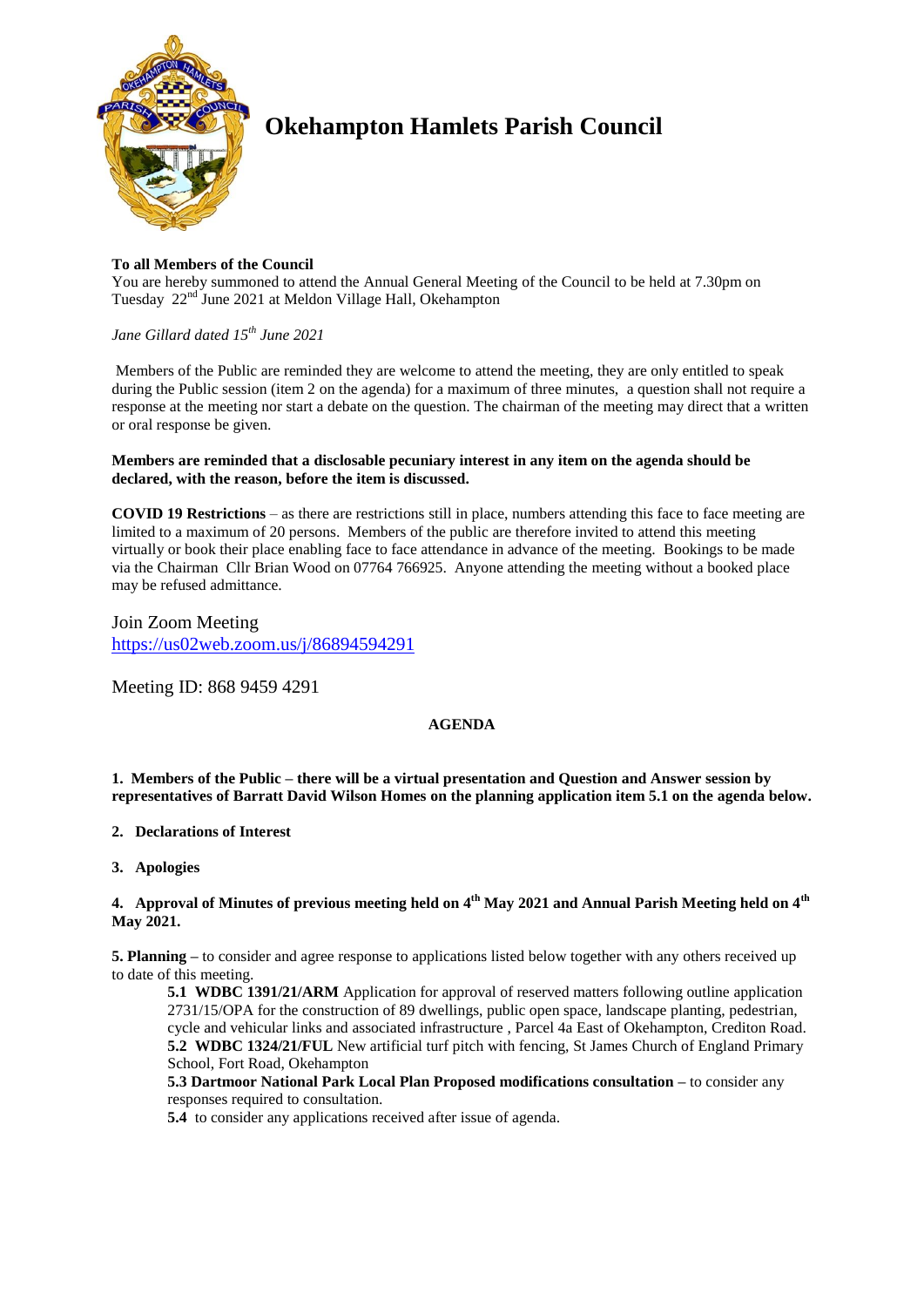# Okehampton Hamlets Parish Council

**To all Members of the Council**
You are hereby summoned to attend the Annual General Meeting of the Council to be held at 7.30pm on Tuesday 22nd June 2021 at Meldon Village Hall, Okehampton

*Jane Gillard dated 15th June 2021*

Members of the Public are reminded they are welcome to attend the meeting, they are only entitled to speak during the Public session (item 2 on the agenda) for a maximum of three minutes, a question shall not require a response at the meeting nor start a debate on the question. The chairman of the meeting may direct that a written or oral response be given.

**Members are reminded that a disclosable pecuniary interest in any item on the agenda should be declared, with the reason, before the item is discussed.**

**COVID 19 Restrictions** – as there are restrictions still in place, numbers attending this face to face meeting are limited to a maximum of 20 persons. Members of the public are therefore invited to attend this meeting virtually or book their place enabling face to face attendance in advance of the meeting. Bookings to be made via the Chairman Cllr Brian Wood on 07764 766925. Anyone attending the meeting without a booked place may be refused admittance.

Join Zoom Meeting
https://us02web.zoom.us/j/86894594291

Meeting ID: 868 9459 4291

**AGENDA**

**1. Members of the Public – there will be a virtual presentation and Question and Answer session by representatives of Barratt David Wilson Homes on the planning application item 5.1 on the agenda below.**

**2. Declarations of Interest**

**3. Apologies**

**4. Approval of Minutes of previous meeting held on 4th May 2021 and Annual Parish Meeting held on 4th May 2021.**

**5. Planning –** to consider and agree response to applications listed below together with any others received up to date of this meeting.

**5.1 WDBC 1391/21/ARM** Application for approval of reserved matters following outline application 2731/15/OPA for the construction of 89 dwellings, public open space, landscape planting, pedestrian, cycle and vehicular links and associated infrastructure , Parcel 4a East of Okehampton, Crediton Road.
**5.2 WDBC 1324/21/FUL** New artificial turf pitch with fencing, St James Church of England Primary School, Fort Road, Okehampton
**5.3 Dartmoor National Park Local Plan Proposed modifications consultation –** to consider any responses required to consultation.
**5.4** to consider any applications received after issue of agenda.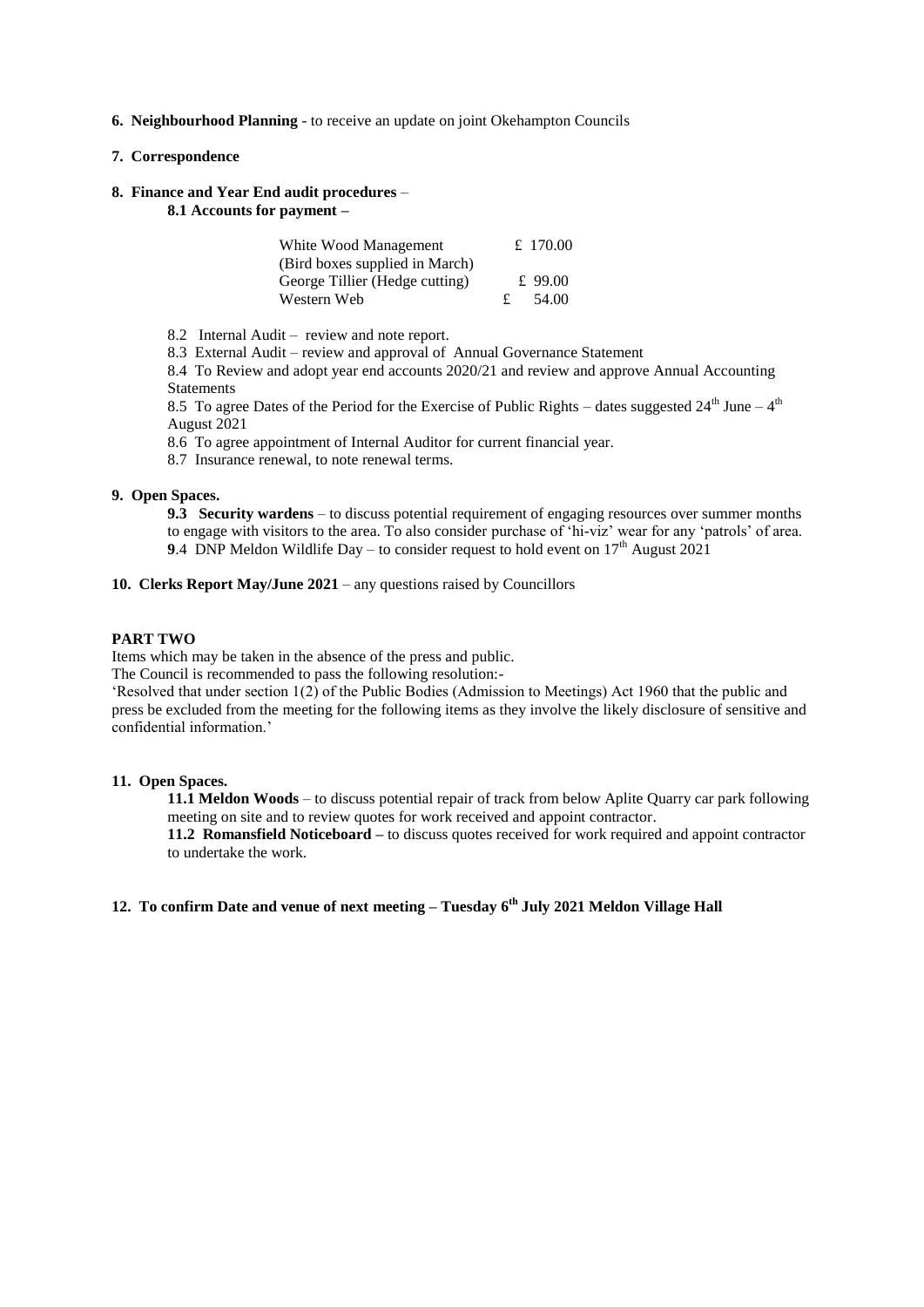**6. Neighbourhood Planning** - to receive an update on joint Okehampton Councils

**7. Correspondence**

**8. Finance and Year End audit procedures** –

**8.1 Accounts for payment –**

| | |
|---|---|
| White Wood Management (Bird boxes supplied in March) | £ 170.00 |
| George Tillier (Hedge cutting) | £ 99.00 |
| Western Web | £ 54.00 |

8.2 Internal Audit – review and note report.

8.3 External Audit – review and approval of Annual Governance Statement

8.4 To Review and adopt year end accounts 2020/21 and review and approve Annual Accounting Statements

8.5 To agree Dates of the Period for the Exercise of Public Rights – dates suggested 24th June – 4th August 2021

8.6 To agree appointment of Internal Auditor for current financial year.

8.7 Insurance renewal, to note renewal terms.

**9. Open Spaces.**

**9.3 Security wardens** – to discuss potential requirement of engaging resources over summer months to engage with visitors to the area. To also consider purchase of 'hi-viz' wear for any 'patrols' of area.

**9**.4 DNP Meldon Wildlife Day – to consider request to hold event on 17th August 2021

**10. Clerks Report May/June 2021** – any questions raised by Councillors

**PART TWO**

Items which may be taken in the absence of the press and public.

The Council is recommended to pass the following resolution:-

'Resolved that under section 1(2) of the Public Bodies (Admission to Meetings) Act 1960 that the public and press be excluded from the meeting for the following items as they involve the likely disclosure of sensitive and confidential information.'

**11. Open Spaces.**

**11.1 Meldon Woods** – to discuss potential repair of track from below Aplite Quarry car park following meeting on site and to review quotes for work received and appoint contractor.

**11.2 Romansfield Noticeboard –** to discuss quotes received for work required and appoint contractor to undertake the work.

**12. To confirm Date and venue of next meeting – Tuesday 6th July 2021 Meldon Village Hall**